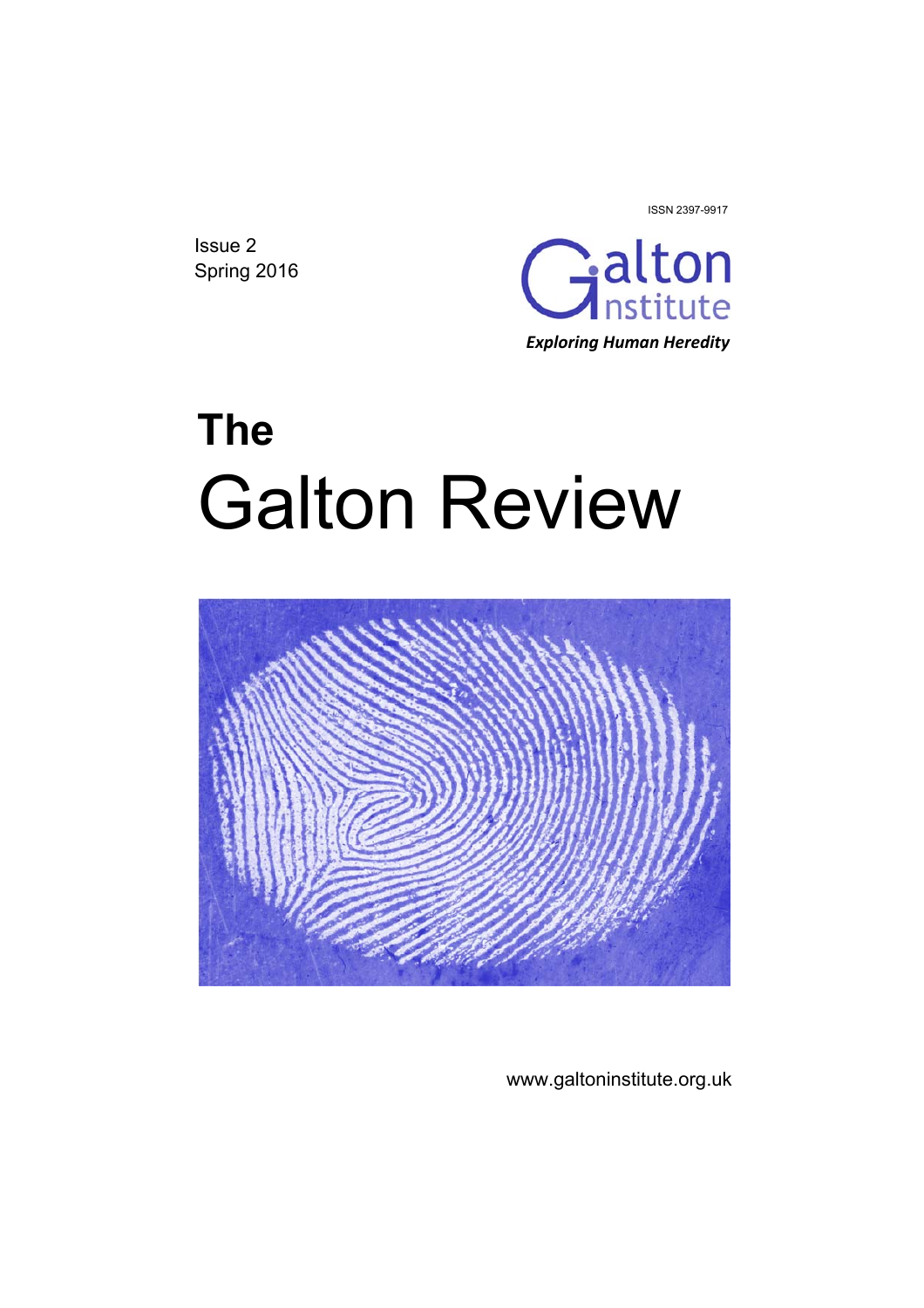ISSN 2397-9917

Issue 2
Spring 2016

Galton Institute
*Exploring Human Heredity*

# The
# Galton Review

www.galtoninstitute.org.uk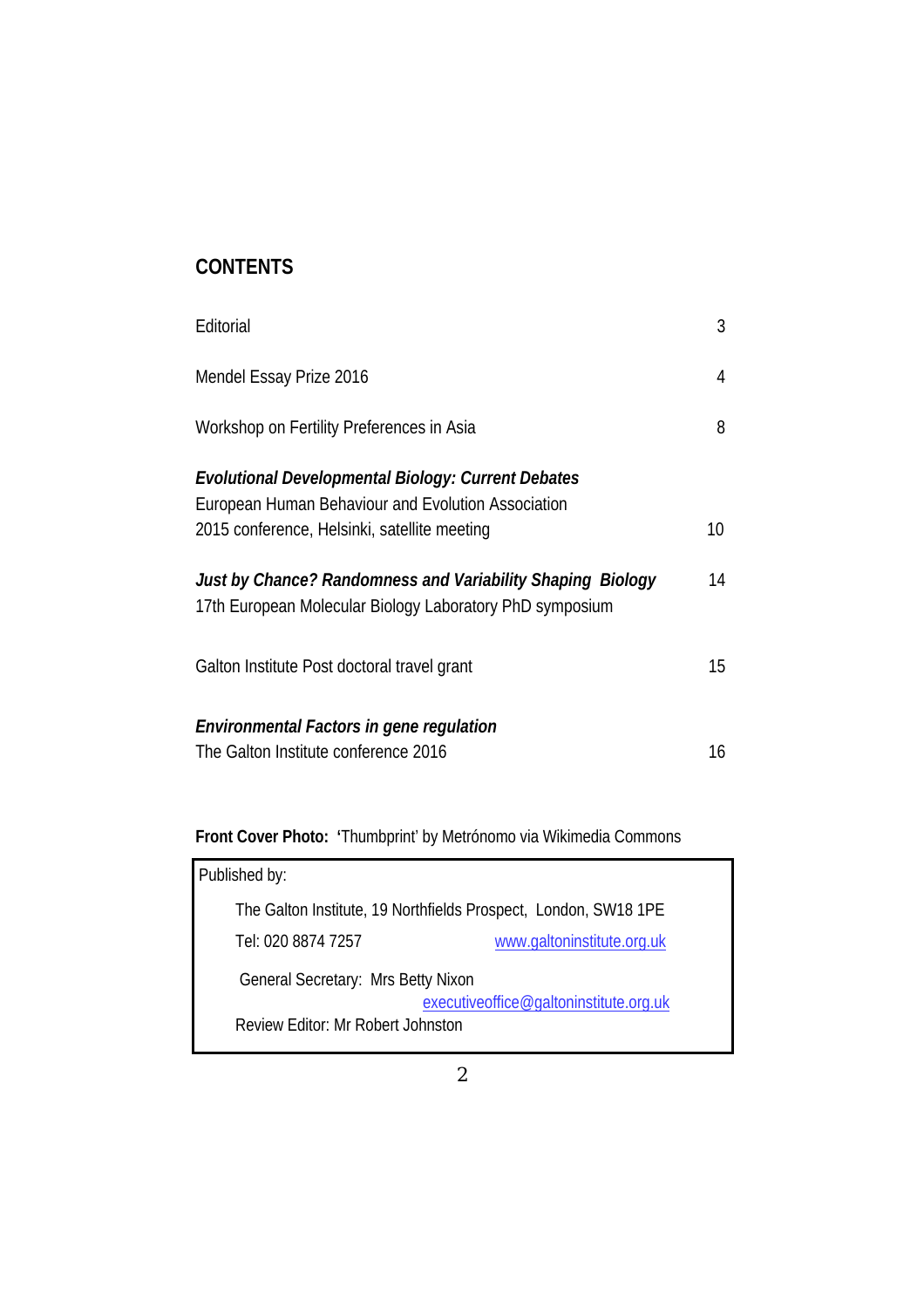## CONTENTS

| | |
|---|---|
| Editorial | 3 |
| Mendel Essay Prize 2016 | 4 |
| Workshop on Fertility Preferences in Asia | 8 |
| ***Evolutional Developmental Biology: Current Debates*** European Human Behaviour and Evolution Association 2015 conference, Helsinki, satellite meeting | 10 |
| ***Just by Chance? Randomness and Variability Shaping Biology*** 17th European Molecular Biology Laboratory PhD symposium | 14 |
| Galton Institute Post doctoral travel grant | 15 |
| ***Environmental Factors in gene regulation*** The Galton Institute conference 2016 | 16 |

**Front Cover Photo:** **'**Thumbprint' by Metrónomo via Wikimedia Commons

Published by:

The Galton Institute, 19 Northfields Prospect, London, SW18 1PE

Tel: 020 8874 7257 www.galtoninstitute.org.uk

General Secretary: Mrs Betty Nixon executiveoffice@galtoninstitute.org.uk

Review Editor: Mr Robert Johnston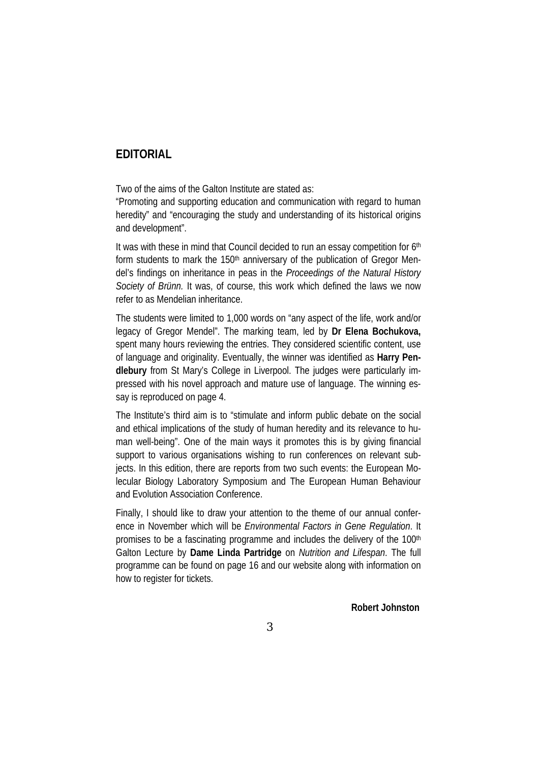## EDITORIAL

Two of the aims of the Galton Institute are stated as:
"Promoting and supporting education and communication with regard to human heredity" and "encouraging the study and understanding of its historical origins and development".

It was with these in mind that Council decided to run an essay competition for 6th form students to mark the 150th anniversary of the publication of Gregor Mendel's findings on inheritance in peas in the *Proceedings of the Natural History Society of Brünn.* It was, of course, this work which defined the laws we now refer to as Mendelian inheritance.

The students were limited to 1,000 words on "any aspect of the life, work and/or legacy of Gregor Mendel". The marking team, led by **Dr Elena Bochukova,** spent many hours reviewing the entries. They considered scientific content, use of language and originality. Eventually, the winner was identified as **Harry Pendlebury** from St Mary's College in Liverpool. The judges were particularly impressed with his novel approach and mature use of language. The winning essay is reproduced on page 4.

The Institute's third aim is to "stimulate and inform public debate on the social and ethical implications of the study of human heredity and its relevance to human well-being". One of the main ways it promotes this is by giving financial support to various organisations wishing to run conferences on relevant subjects. In this edition, there are reports from two such events: the European Molecular Biology Laboratory Symposium and The European Human Behaviour and Evolution Association Conference.

Finally, I should like to draw your attention to the theme of our annual conference in November which will be *Environmental Factors in Gene Regulation*. It promises to be a fascinating programme and includes the delivery of the 100th Galton Lecture by **Dame Linda Partridge** on *Nutrition and Lifespan*. The full programme can be found on page 16 and our website along with information on how to register for tickets.

**Robert Johnston**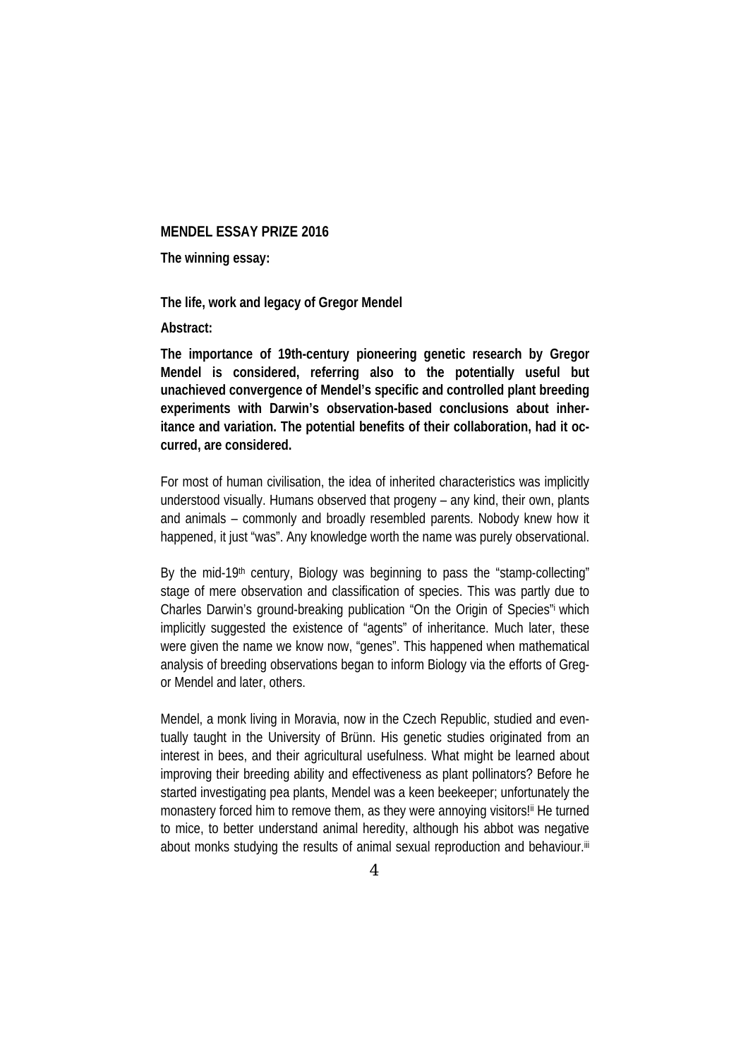**MENDEL ESSAY PRIZE 2016**

**The winning essay:**

**The life, work and legacy of Gregor Mendel**

**Abstract:**

**The importance of 19th-century pioneering genetic research by Gregor Mendel is considered, referring also to the potentially useful but unachieved convergence of Mendel's specific and controlled plant breeding experiments with Darwin's observation-based conclusions about inheritance and variation. The potential benefits of their collaboration, had it occurred, are considered.**

For most of human civilisation, the idea of inherited characteristics was implicitly understood visually. Humans observed that progeny – any kind, their own, plants and animals – commonly and broadly resembled parents. Nobody knew how it happened, it just "was". Any knowledge worth the name was purely observational.

By the mid-19th century, Biology was beginning to pass the "stamp-collecting" stage of mere observation and classification of species. This was partly due to Charles Darwin's ground-breaking publication "On the Origin of Species"[i] which implicitly suggested the existence of "agents" of inheritance. Much later, these were given the name we know now, "genes". This happened when mathematical analysis of breeding observations began to inform Biology via the efforts of Gregor Mendel and later, others.

Mendel, a monk living in Moravia, now in the Czech Republic, studied and eventually taught in the University of Brünn. His genetic studies originated from an interest in bees, and their agricultural usefulness. What might be learned about improving their breeding ability and effectiveness as plant pollinators? Before he started investigating pea plants, Mendel was a keen beekeeper; unfortunately the monastery forced him to remove them, as they were annoying visitors![ii] He turned to mice, to better understand animal heredity, although his abbot was negative about monks studying the results of animal sexual reproduction and behaviour.[iii]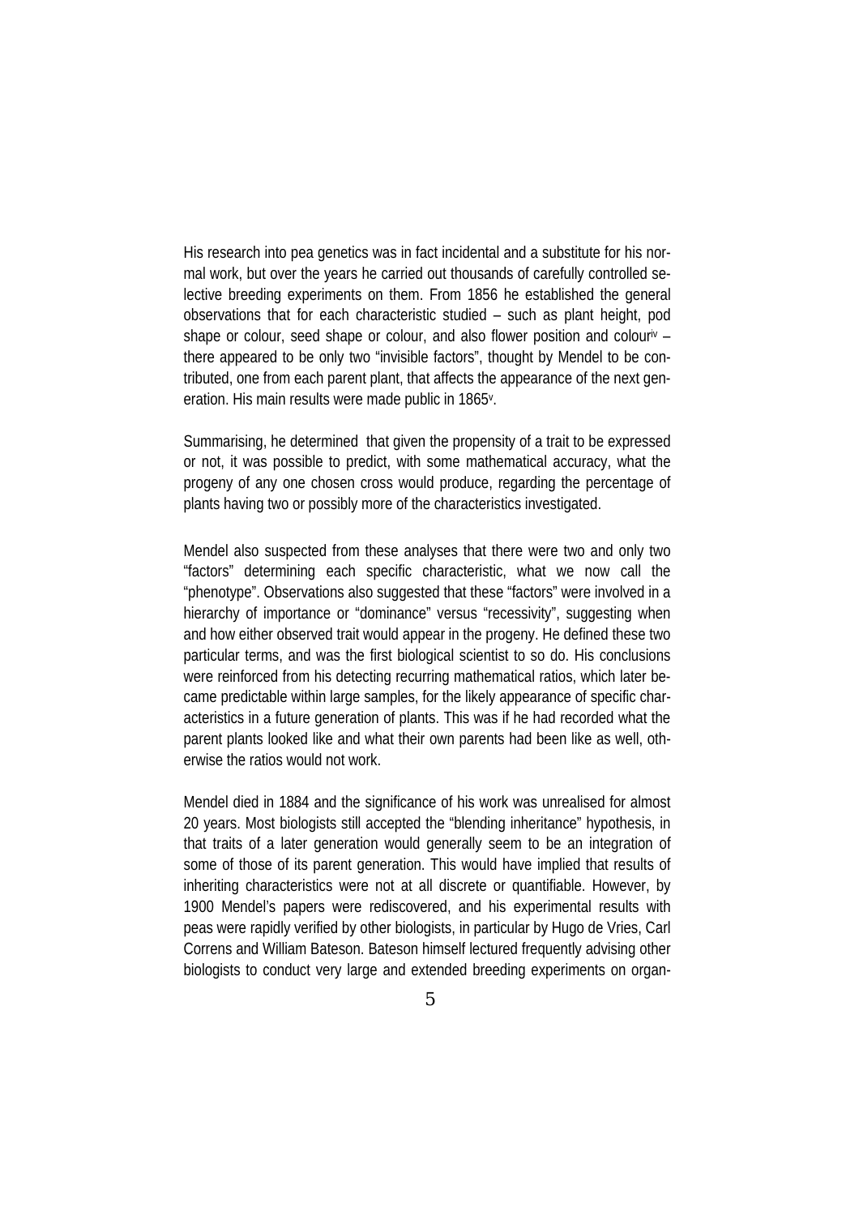His research into pea genetics was in fact incidental and a substitute for his normal work, but over the years he carried out thousands of carefully controlled selective breeding experiments on them. From 1856 he established the general observations that for each characteristic studied – such as plant height, pod shape or colour, seed shape or colour, and also flower position and colour[iv] – there appeared to be only two "invisible factors", thought by Mendel to be contributed, one from each parent plant, that affects the appearance of the next generation. His main results were made public in 1865[v].

Summarising, he determined that given the propensity of a trait to be expressed or not, it was possible to predict, with some mathematical accuracy, what the progeny of any one chosen cross would produce, regarding the percentage of plants having two or possibly more of the characteristics investigated.

Mendel also suspected from these analyses that there were two and only two "factors" determining each specific characteristic, what we now call the "phenotype". Observations also suggested that these "factors" were involved in a hierarchy of importance or "dominance" versus "recessivity", suggesting when and how either observed trait would appear in the progeny. He defined these two particular terms, and was the first biological scientist to so do. His conclusions were reinforced from his detecting recurring mathematical ratios, which later became predictable within large samples, for the likely appearance of specific characteristics in a future generation of plants. This was if he had recorded what the parent plants looked like and what their own parents had been like as well, otherwise the ratios would not work.

Mendel died in 1884 and the significance of his work was unrealised for almost 20 years. Most biologists still accepted the "blending inheritance" hypothesis, in that traits of a later generation would generally seem to be an integration of some of those of its parent generation. This would have implied that results of inheriting characteristics were not at all discrete or quantifiable. However, by 1900 Mendel's papers were rediscovered, and his experimental results with peas were rapidly verified by other biologists, in particular by Hugo de Vries, Carl Correns and William Bateson. Bateson himself lectured frequently advising other biologists to conduct very large and extended breeding experiments on organ-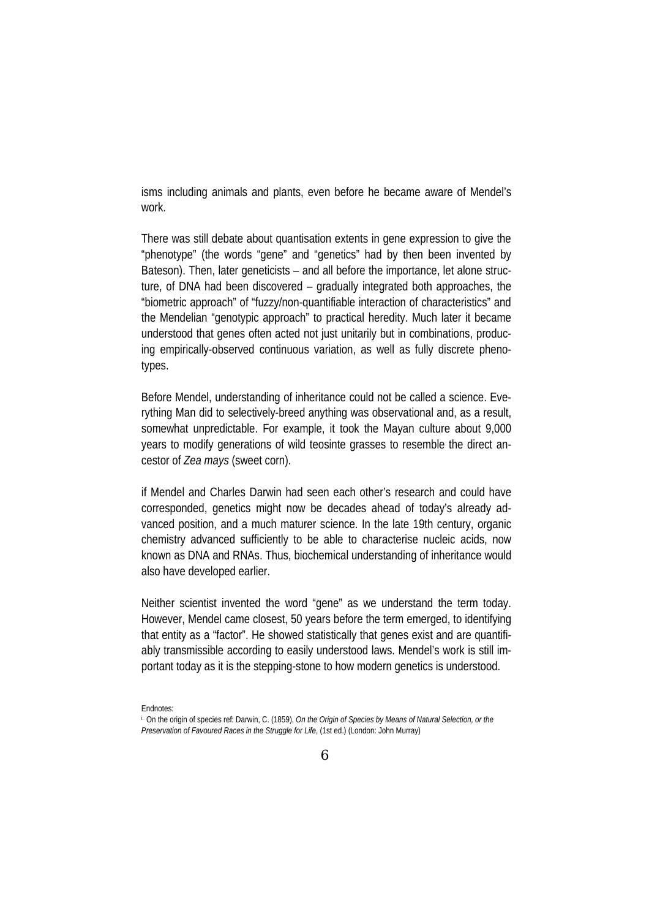isms including animals and plants, even before he became aware of Mendel's work.

There was still debate about quantisation extents in gene expression to give the "phenotype" (the words "gene" and "genetics" had by then been invented by Bateson). Then, later geneticists – and all before the importance, let alone structure, of DNA had been discovered – gradually integrated both approaches, the "biometric approach" of "fuzzy/non-quantifiable interaction of characteristics" and the Mendelian "genotypic approach" to practical heredity. Much later it became understood that genes often acted not just unitarily but in combinations, producing empirically-observed continuous variation, as well as fully discrete phenotypes.

Before Mendel, understanding of inheritance could not be called a science. Everything Man did to selectively-breed anything was observational and, as a result, somewhat unpredictable. For example, it took the Mayan culture about 9,000 years to modify generations of wild teosinte grasses to resemble the direct ancestor of *Zea mays* (sweet corn).

if Mendel and Charles Darwin had seen each other's research and could have corresponded, genetics might now be decades ahead of today's already advanced position, and a much maturer science. In the late 19th century, organic chemistry advanced sufficiently to be able to characterise nucleic acids, now known as DNA and RNAs. Thus, biochemical understanding of inheritance would also have developed earlier.

Neither scientist invented the word "gene" as we understand the term today. However, Mendel came closest, 50 years before the term emerged, to identifying that entity as a "factor". He showed statistically that genes exist and are quantifiably transmissible according to easily understood laws. Mendel's work is still important today as it is the stepping-stone to how modern genetics is understood.

Endnotes:

[i] On the origin of species ref: Darwin, C. (1859), *On the Origin of Species by Means of Natural Selection, or the Preservation of Favoured Races in the Struggle for Life*, (1st ed.) (London: John Murray)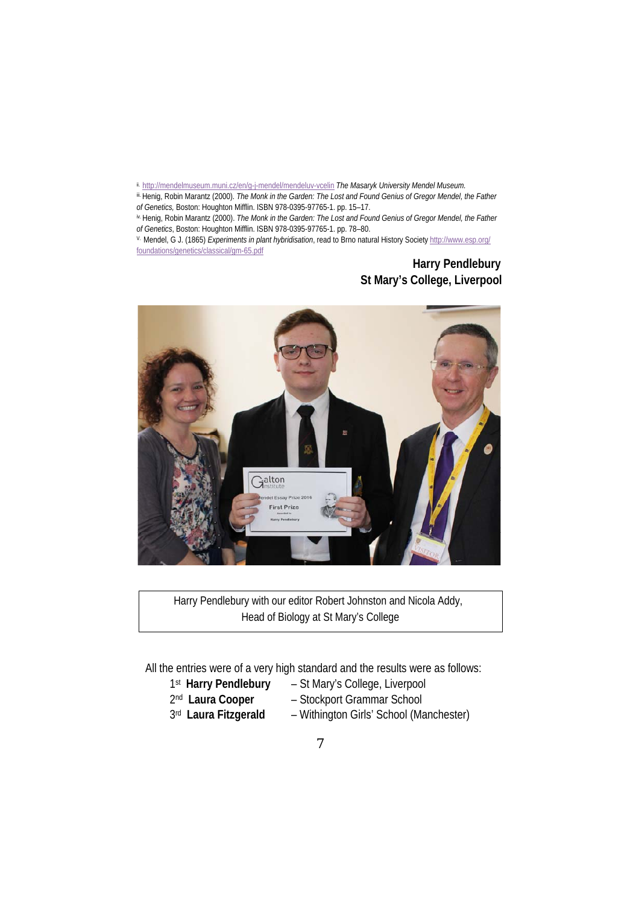[ii] http://mendelmuseum.muni.cz/en/g-j-mendel/mendeluv-vcelin *The Masaryk University Mendel Museum.*

[iii] Henig, Robin Marantz (2000). *The Monk in the Garden: The Lost and Found Genius of Gregor Mendel, the Father of Genetics,* Boston: Houghton Mifflin. ISBN 978-0395-97765-1. pp. 15–17.

[iv] Henig, Robin Marantz (2000). *The Monk in the Garden: The Lost and Found Genius of Gregor Mendel, the Father of Genetics*, Boston: Houghton Mifflin. ISBN 978-0395-97765-1. pp. 78–80.

[v] Mendel, G J. (1865) *Experiments in plant hybridisation*, read to Brno natural History Society http://www.esp.org/foundations/genetics/classical/gm-65.pdf

**Harry Pendlebury**
**St Mary's College, Liverpool**

Harry Pendlebury with our editor Robert Johnston and Nicola Addy, Head of Biology at St Mary's College

All the entries were of a very high standard and the results were as follows:

- 1st **Harry Pendlebury** – St Mary's College, Liverpool
- 2nd **Laura Cooper** – Stockport Grammar School
- 3rd **Laura Fitzgerald** – Withington Girls' School (Manchester)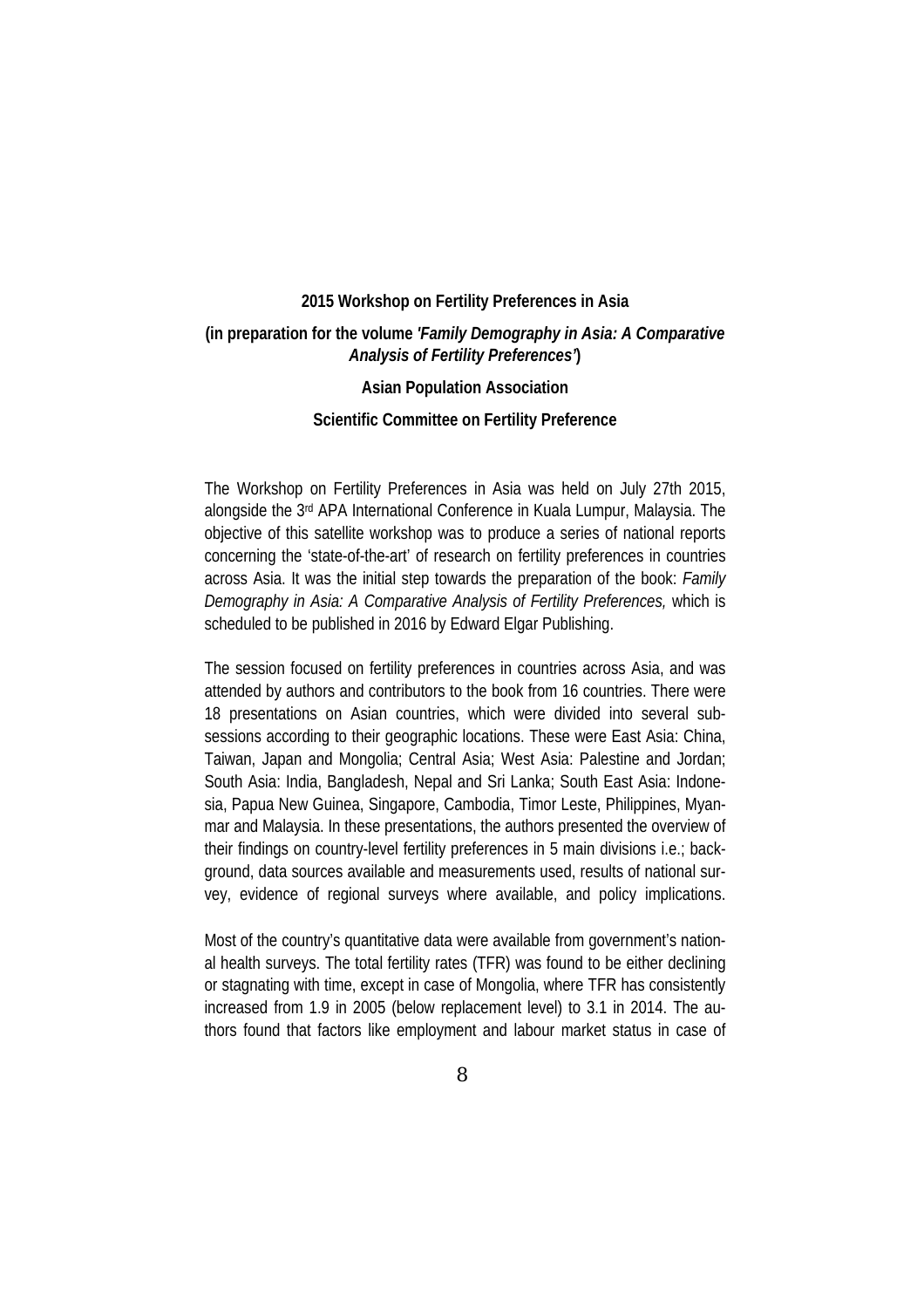**2015 Workshop on Fertility Preferences in Asia**

**(in preparation for the volume *'Family Demography in Asia: A Comparative Analysis of Fertility Preferences'*)**

**Asian Population Association**

**Scientific Committee on Fertility Preference**

The Workshop on Fertility Preferences in Asia was held on July 27th 2015, alongside the 3rd APA International Conference in Kuala Lumpur, Malaysia. The objective of this satellite workshop was to produce a series of national reports concerning the 'state-of-the-art' of research on fertility preferences in countries across Asia. It was the initial step towards the preparation of the book: *Family Demography in Asia: A Comparative Analysis of Fertility Preferences,* which is scheduled to be published in 2016 by Edward Elgar Publishing.

The session focused on fertility preferences in countries across Asia, and was attended by authors and contributors to the book from 16 countries. There were 18 presentations on Asian countries, which were divided into several sub-sessions according to their geographic locations. These were East Asia: China, Taiwan, Japan and Mongolia; Central Asia; West Asia: Palestine and Jordan; South Asia: India, Bangladesh, Nepal and Sri Lanka; South East Asia: Indonesia, Papua New Guinea, Singapore, Cambodia, Timor Leste, Philippines, Myanmar and Malaysia. In these presentations, the authors presented the overview of their findings on country-level fertility preferences in 5 main divisions i.e.; background, data sources available and measurements used, results of national survey, evidence of regional surveys where available, and policy implications.

Most of the country's quantitative data were available from government's national health surveys. The total fertility rates (TFR) was found to be either declining or stagnating with time, except in case of Mongolia, where TFR has consistently increased from 1.9 in 2005 (below replacement level) to 3.1 in 2014. The authors found that factors like employment and labour market status in case of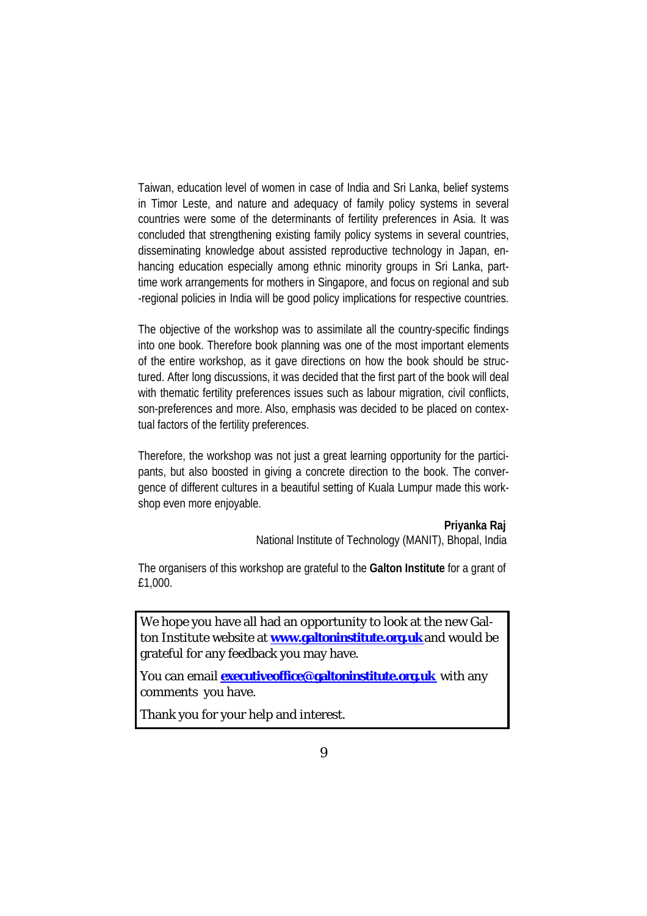Taiwan, education level of women in case of India and Sri Lanka, belief systems in Timor Leste, and nature and adequacy of family policy systems in several countries were some of the determinants of fertility preferences in Asia. It was concluded that strengthening existing family policy systems in several countries, disseminating knowledge about assisted reproductive technology in Japan, enhancing education especially among ethnic minority groups in Sri Lanka, part-time work arrangements for mothers in Singapore, and focus on regional and sub-regional policies in India will be good policy implications for respective countries.

The objective of the workshop was to assimilate all the country-specific findings into one book. Therefore book planning was one of the most important elements of the entire workshop, as it gave directions on how the book should be structured. After long discussions, it was decided that the first part of the book will deal with thematic fertility preferences issues such as labour migration, civil conflicts, son-preferences and more. Also, emphasis was decided to be placed on contextual factors of the fertility preferences.

Therefore, the workshop was not just a great learning opportunity for the participants, but also boosted in giving a concrete direction to the book. The convergence of different cultures in a beautiful setting of Kuala Lumpur made this workshop even more enjoyable.

**Priyanka Raj**
National Institute of Technology (MANIT), Bhopal, India

The organisers of this workshop are grateful to the **Galton Institute** for a grant of £1,000.

We hope you have all had an opportunity to look at the new Galton Institute website at **www.galtoninstitute.org.uk** and would be grateful for any feedback you may have.

You can email **executiveoffice@galtoninstitute.org.uk** with any comments you have.

Thank you for your help and interest.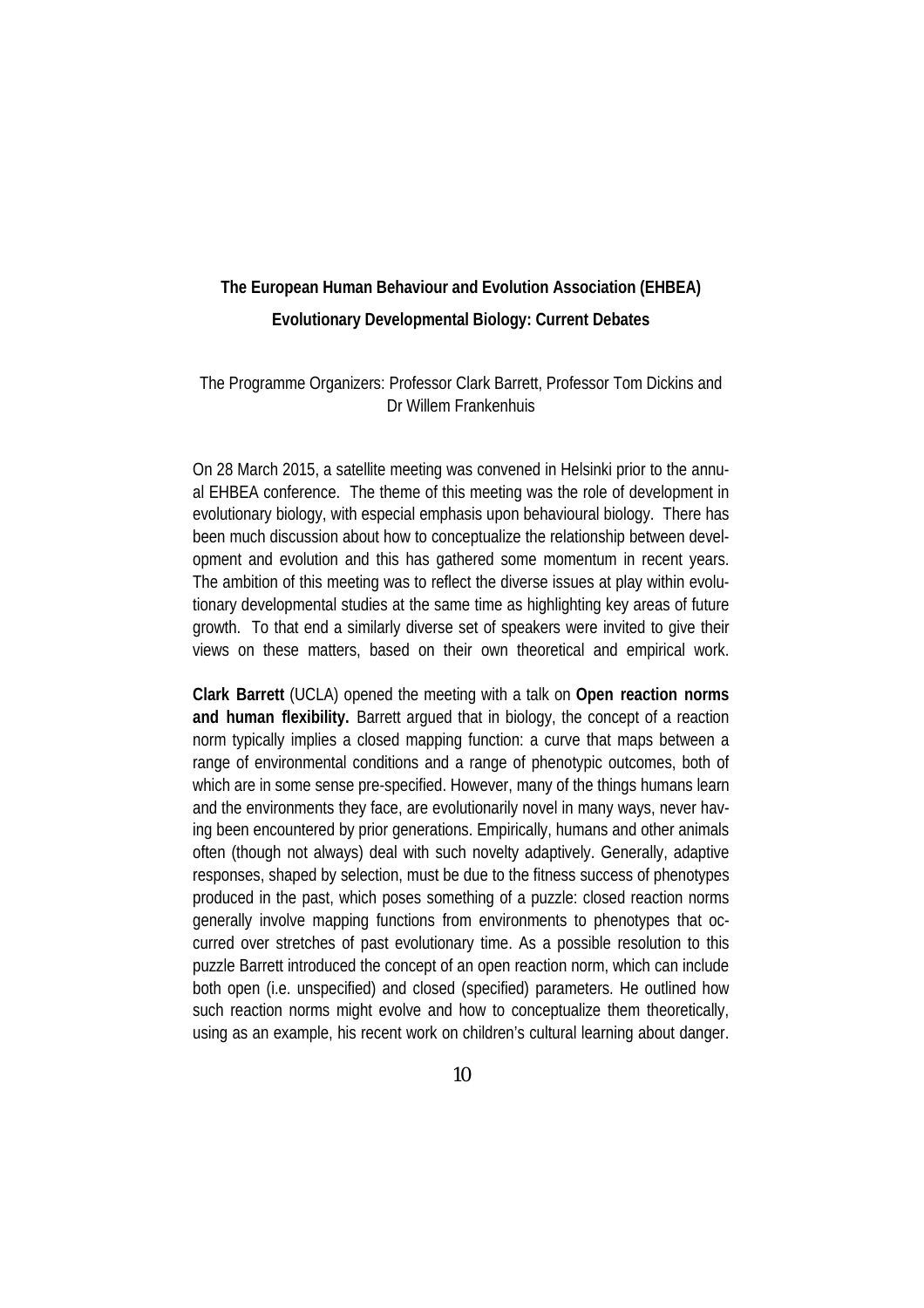## The European Human Behaviour and Evolution Association (EHBEA)

### Evolutionary Developmental Biology: Current Debates

The Programme Organizers: Professor Clark Barrett, Professor Tom Dickins and Dr Willem Frankenhuis

On 28 March 2015, a satellite meeting was convened in Helsinki prior to the annual EHBEA conference. The theme of this meeting was the role of development in evolutionary biology, with especial emphasis upon behavioural biology. There has been much discussion about how to conceptualize the relationship between development and evolution and this has gathered some momentum in recent years. The ambition of this meeting was to reflect the diverse issues at play within evolutionary developmental studies at the same time as highlighting key areas of future growth. To that end a similarly diverse set of speakers were invited to give their views on these matters, based on their own theoretical and empirical work.

**Clark Barrett** (UCLA) opened the meeting with a talk on **Open reaction norms and human flexibility.** Barrett argued that in biology, the concept of a reaction norm typically implies a closed mapping function: a curve that maps between a range of environmental conditions and a range of phenotypic outcomes, both of which are in some sense pre-specified. However, many of the things humans learn and the environments they face, are evolutionarily novel in many ways, never having been encountered by prior generations. Empirically, humans and other animals often (though not always) deal with such novelty adaptively. Generally, adaptive responses, shaped by selection, must be due to the fitness success of phenotypes produced in the past, which poses something of a puzzle: closed reaction norms generally involve mapping functions from environments to phenotypes that occurred over stretches of past evolutionary time. As a possible resolution to this puzzle Barrett introduced the concept of an open reaction norm, which can include both open (i.e. unspecified) and closed (specified) parameters. He outlined how such reaction norms might evolve and how to conceptualize them theoretically, using as an example, his recent work on children's cultural learning about danger.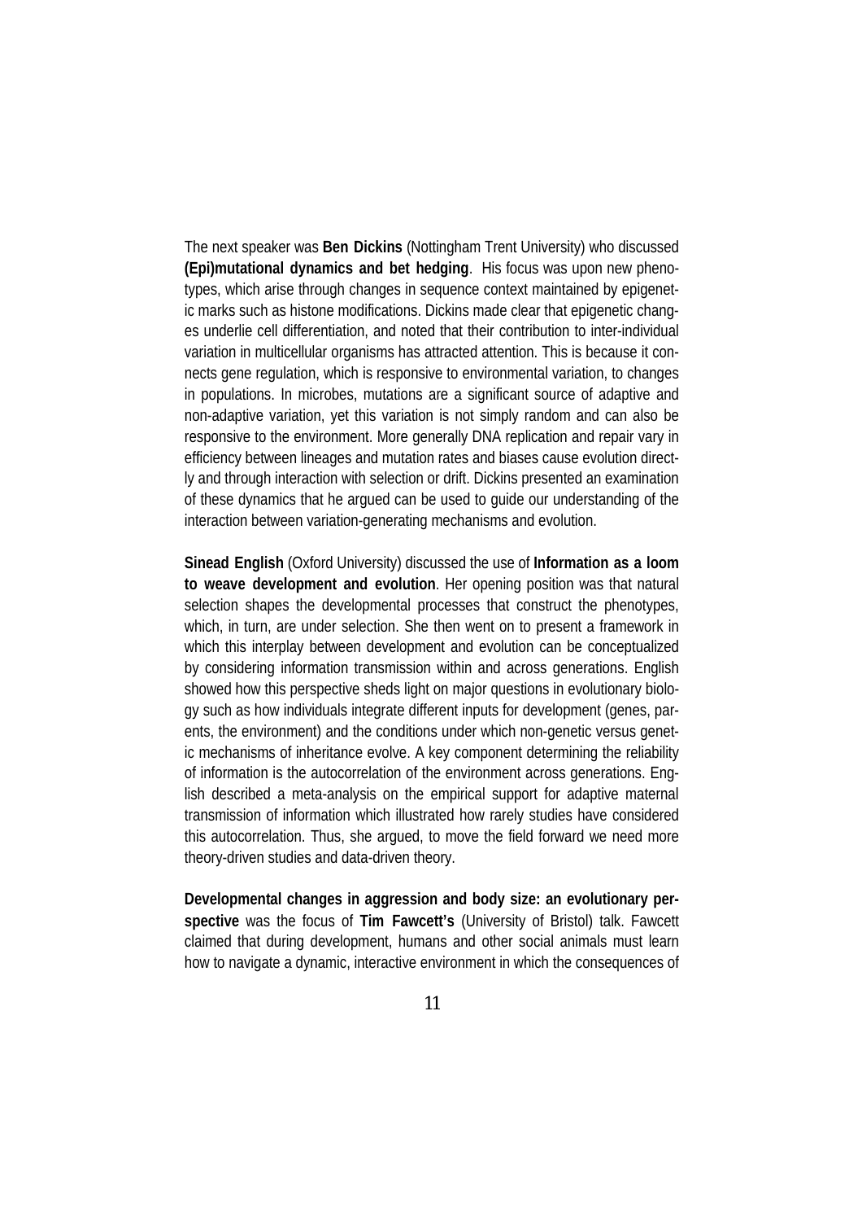The next speaker was **Ben Dickins** (Nottingham Trent University) who discussed **(Epi)mutational dynamics and bet hedging**. His focus was upon new phenotypes, which arise through changes in sequence context maintained by epigenetic marks such as histone modifications. Dickins made clear that epigenetic changes underlie cell differentiation, and noted that their contribution to inter-individual variation in multicellular organisms has attracted attention. This is because it connects gene regulation, which is responsive to environmental variation, to changes in populations. In microbes, mutations are a significant source of adaptive and non-adaptive variation, yet this variation is not simply random and can also be responsive to the environment. More generally DNA replication and repair vary in efficiency between lineages and mutation rates and biases cause evolution directly and through interaction with selection or drift. Dickins presented an examination of these dynamics that he argued can be used to guide our understanding of the interaction between variation-generating mechanisms and evolution.

**Sinead English** (Oxford University) discussed the use of **Information as a loom to weave development and evolution**. Her opening position was that natural selection shapes the developmental processes that construct the phenotypes, which, in turn, are under selection. She then went on to present a framework in which this interplay between development and evolution can be conceptualized by considering information transmission within and across generations. English showed how this perspective sheds light on major questions in evolutionary biology such as how individuals integrate different inputs for development (genes, parents, the environment) and the conditions under which non-genetic versus genetic mechanisms of inheritance evolve. A key component determining the reliability of information is the autocorrelation of the environment across generations. English described a meta-analysis on the empirical support for adaptive maternal transmission of information which illustrated how rarely studies have considered this autocorrelation. Thus, she argued, to move the field forward we need more theory-driven studies and data-driven theory.

**Developmental changes in aggression and body size: an evolutionary perspective** was the focus of **Tim Fawcett's** (University of Bristol) talk. Fawcett claimed that during development, humans and other social animals must learn how to navigate a dynamic, interactive environment in which the consequences of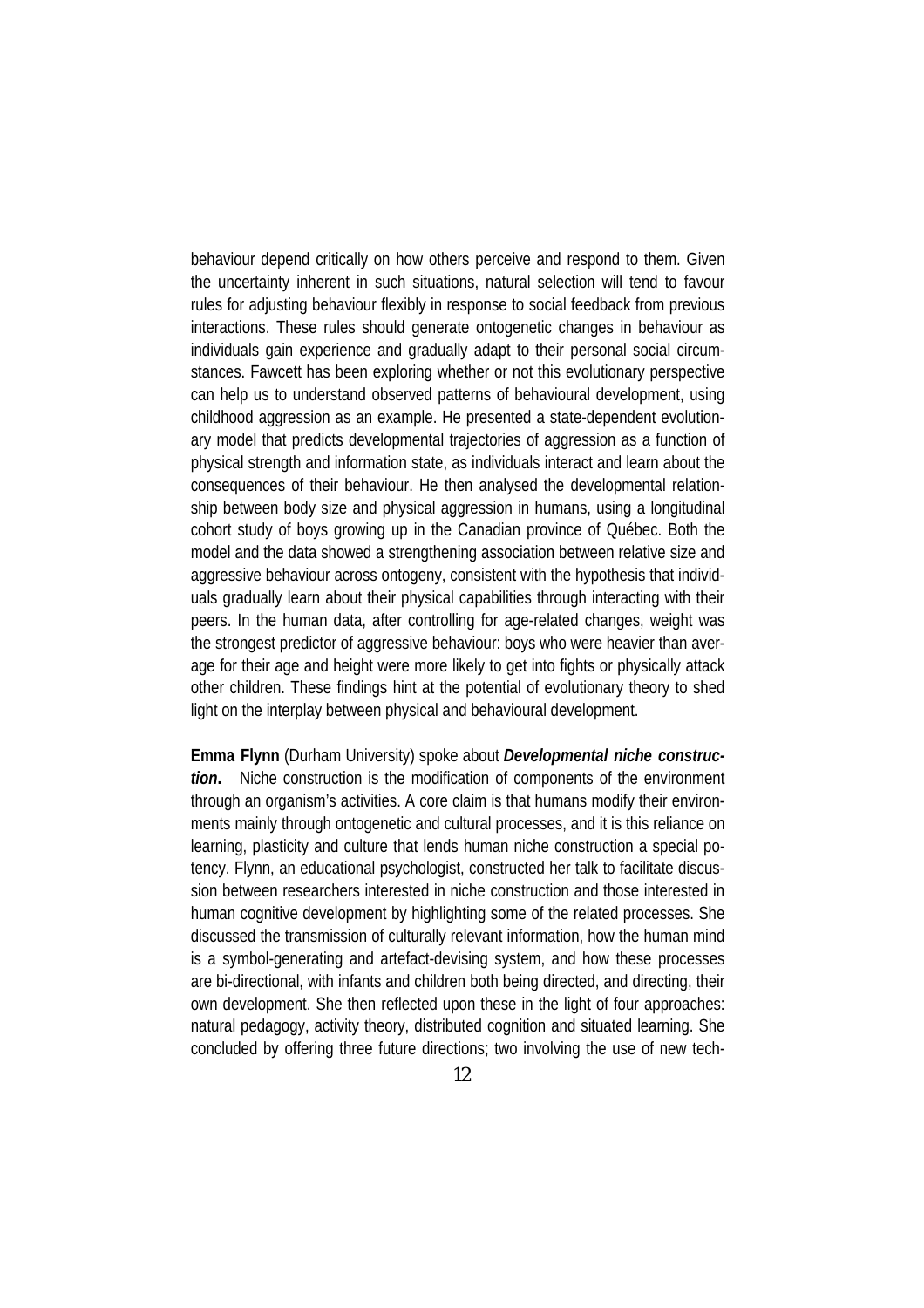behaviour depend critically on how others perceive and respond to them. Given the uncertainty inherent in such situations, natural selection will tend to favour rules for adjusting behaviour flexibly in response to social feedback from previous interactions. These rules should generate ontogenetic changes in behaviour as individuals gain experience and gradually adapt to their personal social circumstances. Fawcett has been exploring whether or not this evolutionary perspective can help us to understand observed patterns of behavioural development, using childhood aggression as an example. He presented a state-dependent evolutionary model that predicts developmental trajectories of aggression as a function of physical strength and information state, as individuals interact and learn about the consequences of their behaviour. He then analysed the developmental relationship between body size and physical aggression in humans, using a longitudinal cohort study of boys growing up in the Canadian province of Québec. Both the model and the data showed a strengthening association between relative size and aggressive behaviour across ontogeny, consistent with the hypothesis that individuals gradually learn about their physical capabilities through interacting with their peers. In the human data, after controlling for age-related changes, weight was the strongest predictor of aggressive behaviour: boys who were heavier than average for their age and height were more likely to get into fights or physically attack other children. These findings hint at the potential of evolutionary theory to shed light on the interplay between physical and behavioural development.

**Emma Flynn** (Durham University) spoke about ***Developmental niche construction***. Niche construction is the modification of components of the environment through an organism's activities. A core claim is that humans modify their environments mainly through ontogenetic and cultural processes, and it is this reliance on learning, plasticity and culture that lends human niche construction a special potency. Flynn, an educational psychologist, constructed her talk to facilitate discussion between researchers interested in niche construction and those interested in human cognitive development by highlighting some of the related processes. She discussed the transmission of culturally relevant information, how the human mind is a symbol-generating and artefact-devising system, and how these processes are bi-directional, with infants and children both being directed, and directing, their own development. She then reflected upon these in the light of four approaches: natural pedagogy, activity theory, distributed cognition and situated learning. She concluded by offering three future directions; two involving the use of new tech-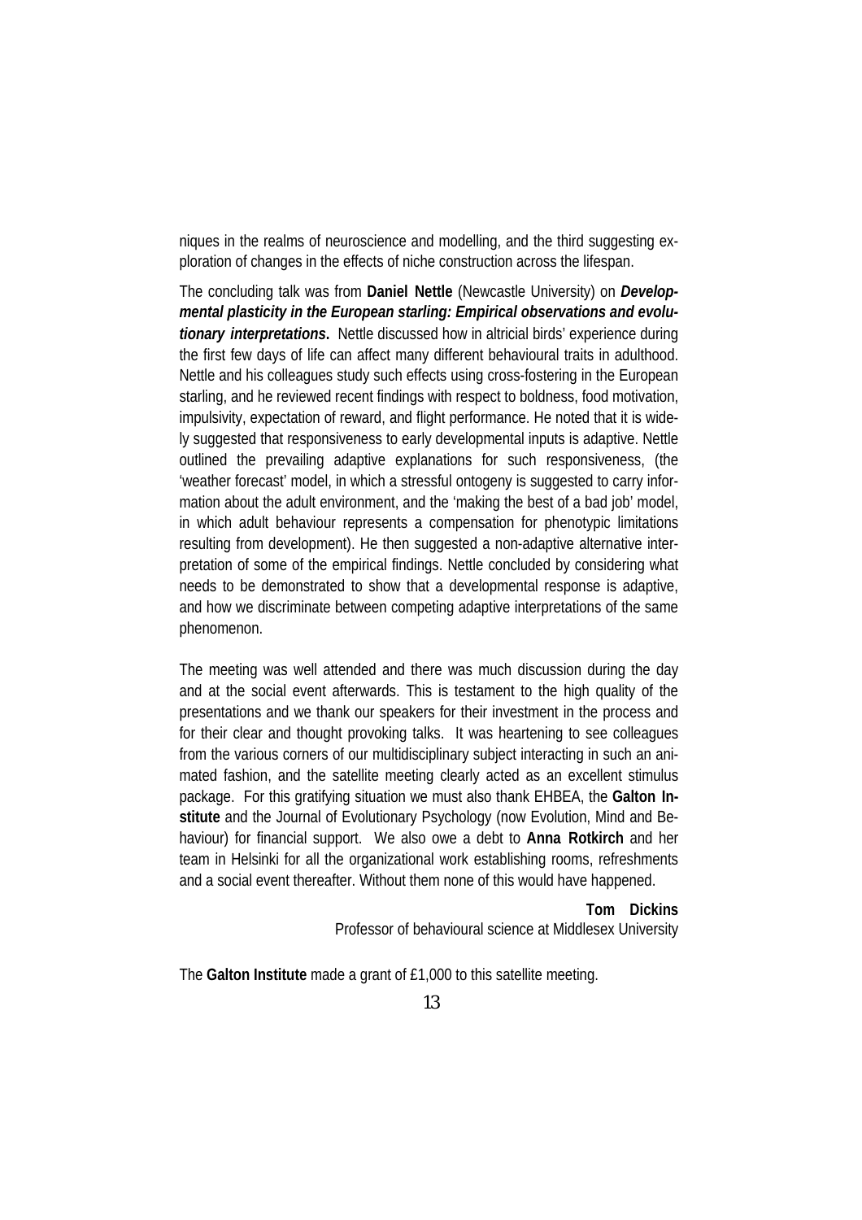niques in the realms of neuroscience and modelling, and the third suggesting exploration of changes in the effects of niche construction across the lifespan.

The concluding talk was from **Daniel Nettle** (Newcastle University) on ***Developmental plasticity in the European starling: Empirical observations and evolutionary interpretations.*** Nettle discussed how in altricial birds' experience during the first few days of life can affect many different behavioural traits in adulthood. Nettle and his colleagues study such effects using cross-fostering in the European starling, and he reviewed recent findings with respect to boldness, food motivation, impulsivity, expectation of reward, and flight performance. He noted that it is widely suggested that responsiveness to early developmental inputs is adaptive. Nettle outlined the prevailing adaptive explanations for such responsiveness, (the 'weather forecast' model, in which a stressful ontogeny is suggested to carry information about the adult environment, and the 'making the best of a bad job' model, in which adult behaviour represents a compensation for phenotypic limitations resulting from development). He then suggested a non-adaptive alternative interpretation of some of the empirical findings. Nettle concluded by considering what needs to be demonstrated to show that a developmental response is adaptive, and how we discriminate between competing adaptive interpretations of the same phenomenon.

The meeting was well attended and there was much discussion during the day and at the social event afterwards. This is testament to the high quality of the presentations and we thank our speakers for their investment in the process and for their clear and thought provoking talks. It was heartening to see colleagues from the various corners of our multidisciplinary subject interacting in such an animated fashion, and the satellite meeting clearly acted as an excellent stimulus package. For this gratifying situation we must also thank EHBEA, the **Galton Institute** and the Journal of Evolutionary Psychology (now Evolution, Mind and Behaviour) for financial support. We also owe a debt to **Anna Rotkirch** and her team in Helsinki for all the organizational work establishing rooms, refreshments and a social event thereafter. Without them none of this would have happened.

**Tom Dickins**
Professor of behavioural science at Middlesex University

The **Galton Institute** made a grant of £1,000 to this satellite meeting.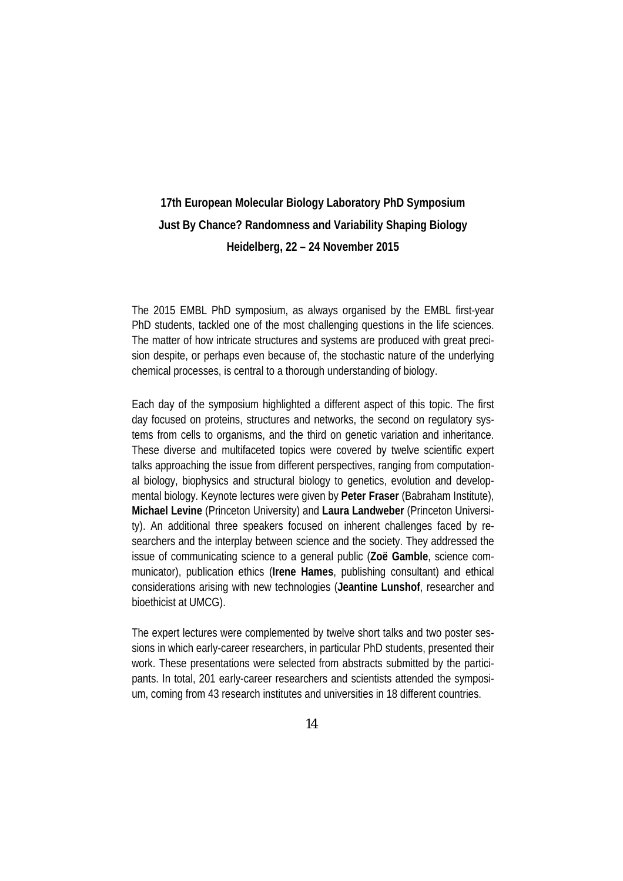**17th European Molecular Biology Laboratory PhD Symposium**

**Just By Chance? Randomness and Variability Shaping Biology**

**Heidelberg, 22 – 24 November 2015**

The 2015 EMBL PhD symposium, as always organised by the EMBL first-year PhD students, tackled one of the most challenging questions in the life sciences. The matter of how intricate structures and systems are produced with great precision despite, or perhaps even because of, the stochastic nature of the underlying chemical processes, is central to a thorough understanding of biology.

Each day of the symposium highlighted a different aspect of this topic. The first day focused on proteins, structures and networks, the second on regulatory systems from cells to organisms, and the third on genetic variation and inheritance. These diverse and multifaceted topics were covered by twelve scientific expert talks approaching the issue from different perspectives, ranging from computational biology, biophysics and structural biology to genetics, evolution and developmental biology. Keynote lectures were given by **Peter Fraser** (Babraham Institute), **Michael Levine** (Princeton University) and **Laura Landweber** (Princeton University). An additional three speakers focused on inherent challenges faced by researchers and the interplay between science and the society. They addressed the issue of communicating science to a general public (**Zoë Gamble**, science communicator), publication ethics (**Irene Hames**, publishing consultant) and ethical considerations arising with new technologies (**Jeantine Lunshof**, researcher and bioethicist at UMCG).

The expert lectures were complemented by twelve short talks and two poster sessions in which early-career researchers, in particular PhD students, presented their work. These presentations were selected from abstracts submitted by the participants. In total, 201 early-career researchers and scientists attended the symposium, coming from 43 research institutes and universities in 18 different countries.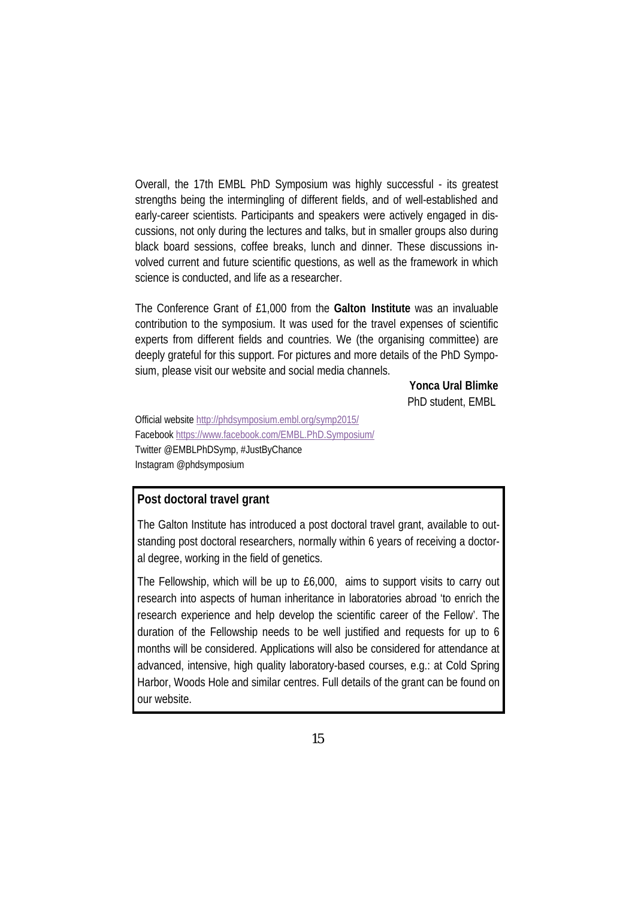Overall, the 17th EMBL PhD Symposium was highly successful - its greatest strengths being the intermingling of different fields, and of well-established and early-career scientists. Participants and speakers were actively engaged in discussions, not only during the lectures and talks, but in smaller groups also during black board sessions, coffee breaks, lunch and dinner. These discussions involved current and future scientific questions, as well as the framework in which science is conducted, and life as a researcher.

The Conference Grant of £1,000 from the **Galton Institute** was an invaluable contribution to the symposium. It was used for the travel expenses of scientific experts from different fields and countries. We (the organising committee) are deeply grateful for this support. For pictures and more details of the PhD Symposium, please visit our website and social media channels.

**Yonca Ural Blimke**
PhD student, EMBL

Official website http://phdsymposium.embl.org/symp2015/
Facebook https://www.facebook.com/EMBL.PhD.Symposium/
Twitter @EMBLPhDSymp, #JustByChance
Instagram @phdsymposium

## Post doctoral travel grant

The Galton Institute has introduced a post doctoral travel grant, available to outstanding post doctoral researchers, normally within 6 years of receiving a doctoral degree, working in the field of genetics.

The Fellowship, which will be up to £6,000, aims to support visits to carry out research into aspects of human inheritance in laboratories abroad 'to enrich the research experience and help develop the scientific career of the Fellow'. The duration of the Fellowship needs to be well justified and requests for up to 6 months will be considered. Applications will also be considered for attendance at advanced, intensive, high quality laboratory-based courses, e.g.: at Cold Spring Harbor, Woods Hole and similar centres. Full details of the grant can be found on our website.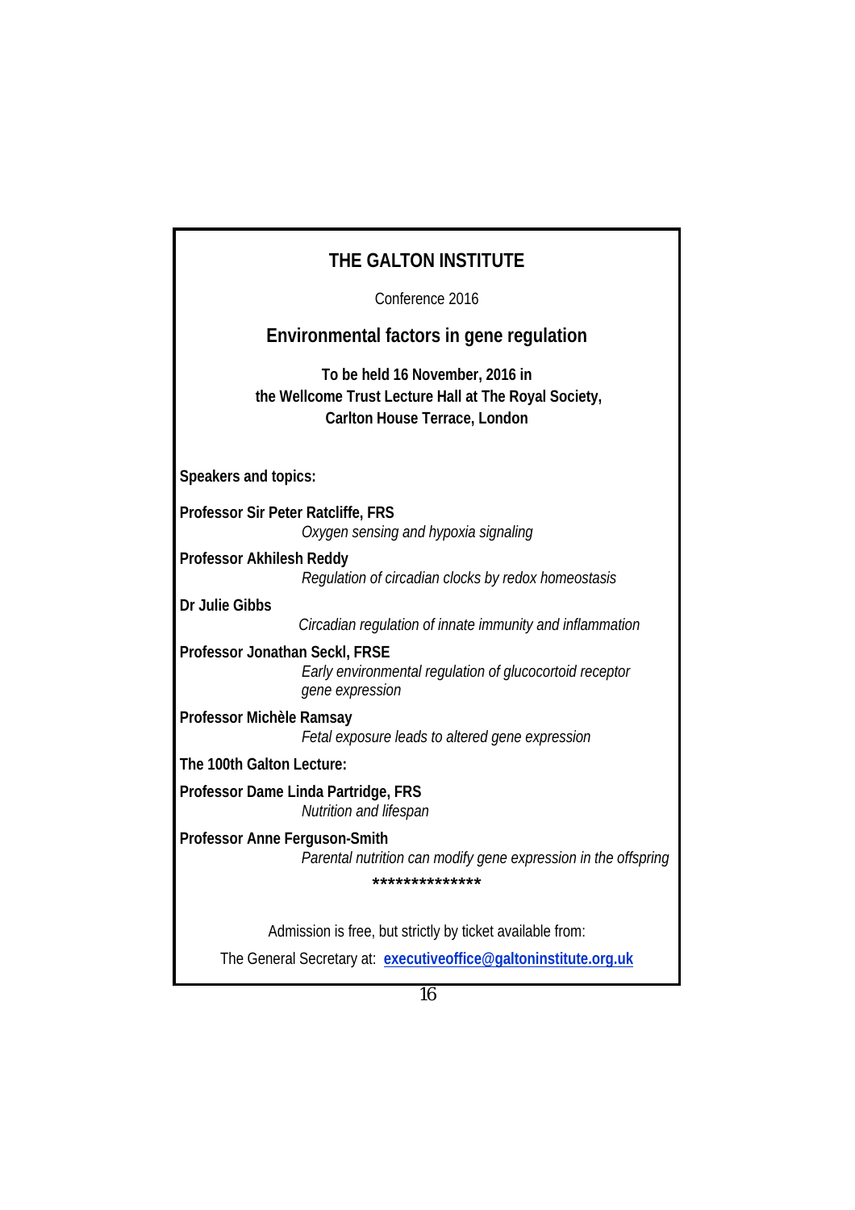# THE GALTON INSTITUTE

Conference 2016

## Environmental factors in gene regulation

**To be held 16 November, 2016 in**
**the Wellcome Trust Lecture Hall at The Royal Society,**
**Carlton House Terrace, London**

**Speakers and topics:**

**Professor Sir Peter Ratcliffe, FRS**
*Oxygen sensing and hypoxia signaling*

**Professor Akhilesh Reddy**
*Regulation of circadian clocks by redox homeostasis*

**Dr Julie Gibbs**
*Circadian regulation of innate immunity and inflammation*

**Professor Jonathan Seckl, FRSE**
*Early environmental regulation of glucocortoid receptor gene expression*

**Professor Michèle Ramsay**
*Fetal exposure leads to altered gene expression*

**The 100th Galton Lecture:**

**Professor Dame Linda Partridge, FRS**
*Nutrition and lifespan*

**Professor Anne Ferguson-Smith**
*Parental nutrition can modify gene expression in the offspring*

**************

Admission is free, but strictly by ticket available from:

The General Secretary at: **executiveoffice@galtoninstitute.org.uk**